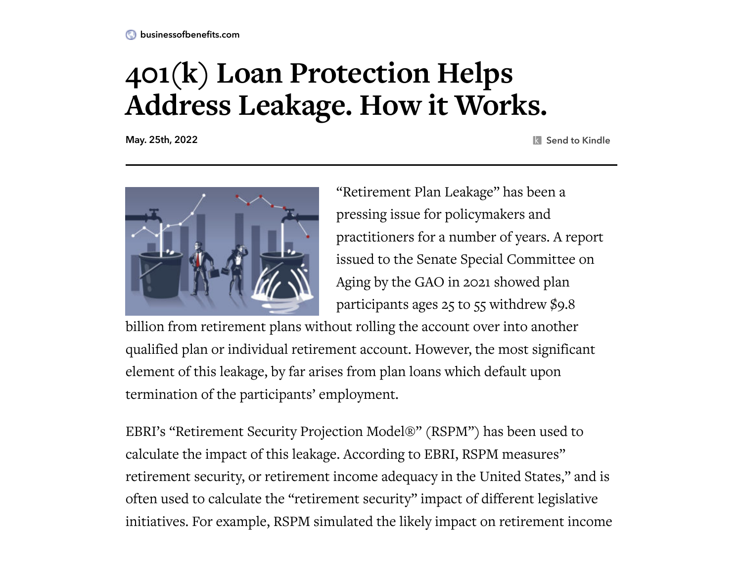businessofbenefits.com

# 401(k) Loan Protection Helps Address Leakage. How it Works.

May. 25th, 2022

"Retirement Plan Leakage" has been a pressing issue for policymakers and practitioners for a number of years. A report issued to the Senate Special Committee on Aging by the GAO in 2021 showed plan participants ages 25 to 55 withdrew $9.8 billion from retirement plans without rolling the account over into another qualified plan or individual retirement account. However, the most significant element of this leakage, by far arises from plan loans which default upon termination of the participants' employment.

EBRI's "Retirement Security Projection Model®" (RSPM") has been used to calculate the impact of this leakage. According to EBRI, RSPM measures" retirement security, or retirement income adequacy in the United States," and is often used to calculate the "retirement security" impact of different legislative initiatives. For example, RSPM simulated the likely impact on retirement income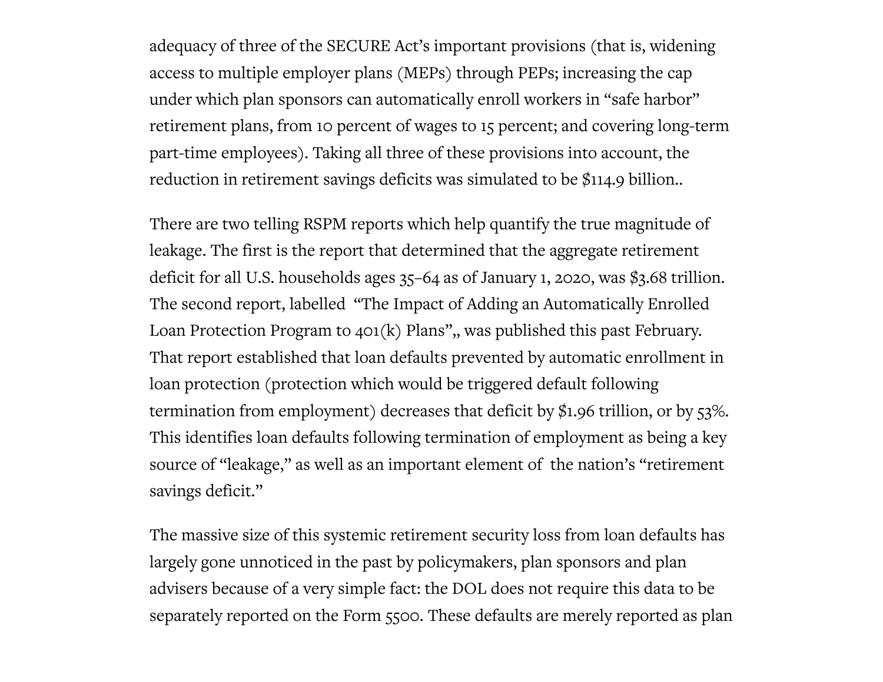adequacy of three of the SECURE Act's important provisions (that is, widening access to multiple employer plans (MEPs) through PEPs; increasing the cap under which plan sponsors can automatically enroll workers in "safe harbor" retirement plans, from 10 percent of wages to 15 percent; and covering long-term part-time employees). Taking all three of these provisions into account, the reduction in retirement savings deficits was simulated to be $114.9 billion..

There are two telling RSPM reports which help quantify the true magnitude of leakage. The first is the report that determined that the aggregate retirement deficit for all U.S. households ages 35–64 as of January 1, 2020, was $3.68 trillion. The second report, labelled "The Impact of Adding an Automatically Enrolled Loan Protection Program to 401(k) Plans",, was published this past February. That report established that loan defaults prevented by automatic enrollment in loan protection (protection which would be triggered default following termination from employment) decreases that deficit by $1.96 trillion, or by 53%. This identifies loan defaults following termination of employment as being a key source of "leakage," as well as an important element of the nation's "retirement savings deficit."

The massive size of this systemic retirement security loss from loan defaults has largely gone unnoticed in the past by policymakers, plan sponsors and plan advisers because of a very simple fact: the DOL does not require this data to be separately reported on the Form 5500. These defaults are merely reported as plan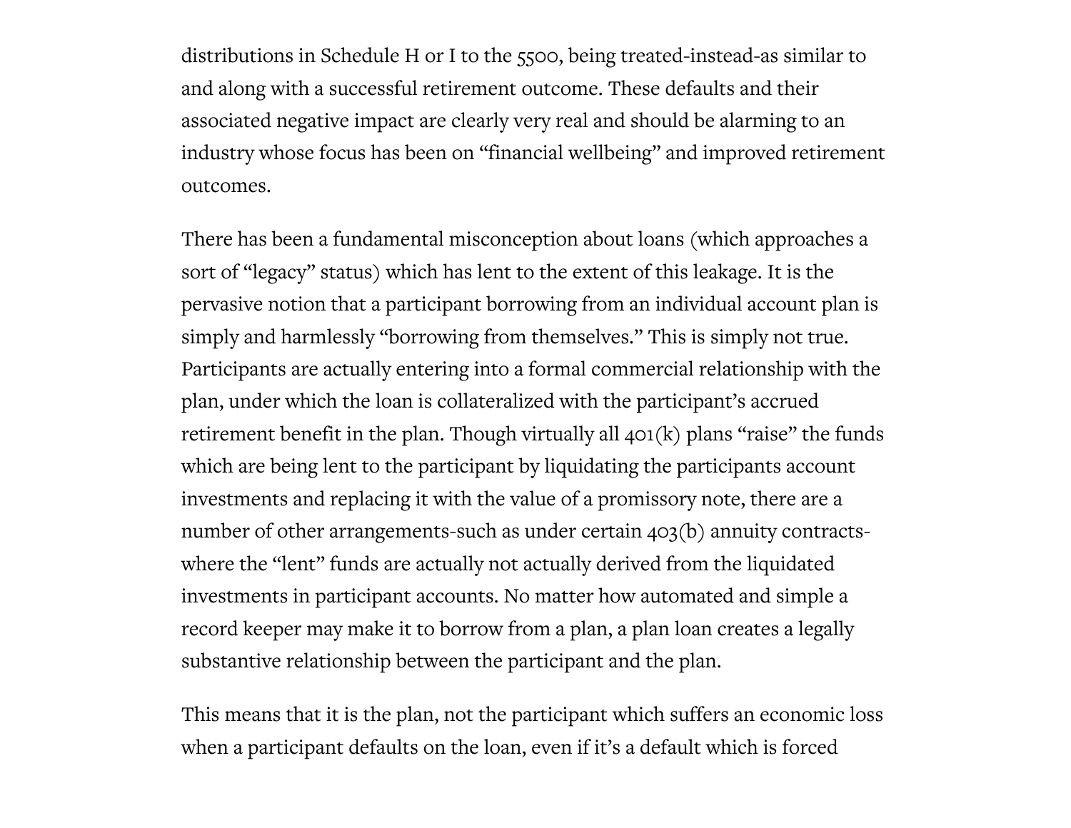distributions in Schedule H or I to the 5500, being treated-instead-as similar to and along with a successful retirement outcome. These defaults and their associated negative impact are clearly very real and should be alarming to an industry whose focus has been on "financial wellbeing" and improved retirement outcomes.

There has been a fundamental misconception about loans (which approaches a sort of "legacy" status) which has lent to the extent of this leakage. It is the pervasive notion that a participant borrowing from an individual account plan is simply and harmlessly "borrowing from themselves." This is simply not true. Participants are actually entering into a formal commercial relationship with the plan, under which the loan is collateralized with the participant's accrued retirement benefit in the plan. Though virtually all 401(k) plans "raise" the funds which are being lent to the participant by liquidating the participants account investments and replacing it with the value of a promissory note, there are a number of other arrangements-such as under certain 403(b) annuity contracts-where the "lent" funds are actually not actually derived from the liquidated investments in participant accounts. No matter how automated and simple a record keeper may make it to borrow from a plan, a plan loan creates a legally substantive relationship between the participant and the plan.

This means that it is the plan, not the participant which suffers an economic loss when a participant defaults on the loan, even if it's a default which is forced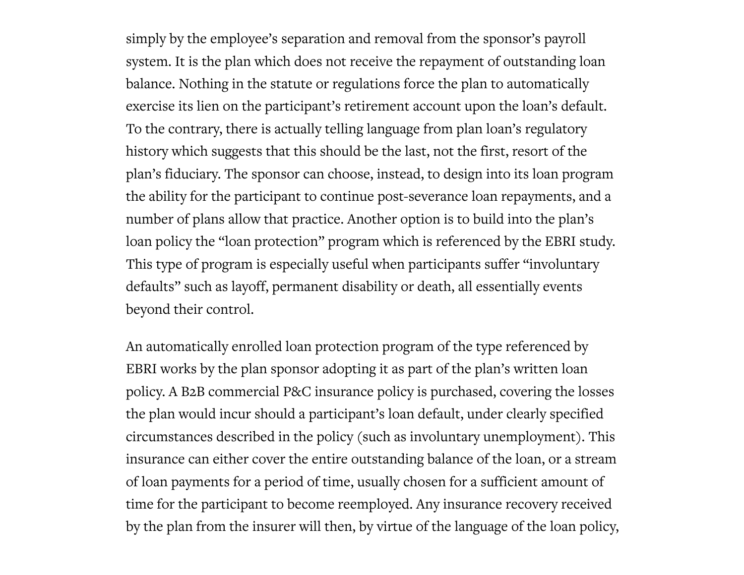simply by the employee's separation and removal from the sponsor's payroll system. It is the plan which does not receive the repayment of outstanding loan balance. Nothing in the statute or regulations force the plan to automatically exercise its lien on the participant's retirement account upon the loan's default. To the contrary, there is actually telling language from plan loan's regulatory history which suggests that this should be the last, not the first, resort of the plan's fiduciary. The sponsor can choose, instead, to design into its loan program the ability for the participant to continue post-severance loan repayments, and a number of plans allow that practice. Another option is to build into the plan's loan policy the "loan protection" program which is referenced by the EBRI study. This type of program is especially useful when participants suffer "involuntary defaults" such as layoff, permanent disability or death, all essentially events beyond their control.

An automatically enrolled loan protection program of the type referenced by EBRI works by the plan sponsor adopting it as part of the plan's written loan policy. A B2B commercial P&C insurance policy is purchased, covering the losses the plan would incur should a participant's loan default, under clearly specified circumstances described in the policy (such as involuntary unemployment). This insurance can either cover the entire outstanding balance of the loan, or a stream of loan payments for a period of time, usually chosen for a sufficient amount of time for the participant to become reemployed. Any insurance recovery received by the plan from the insurer will then, by virtue of the language of the loan policy,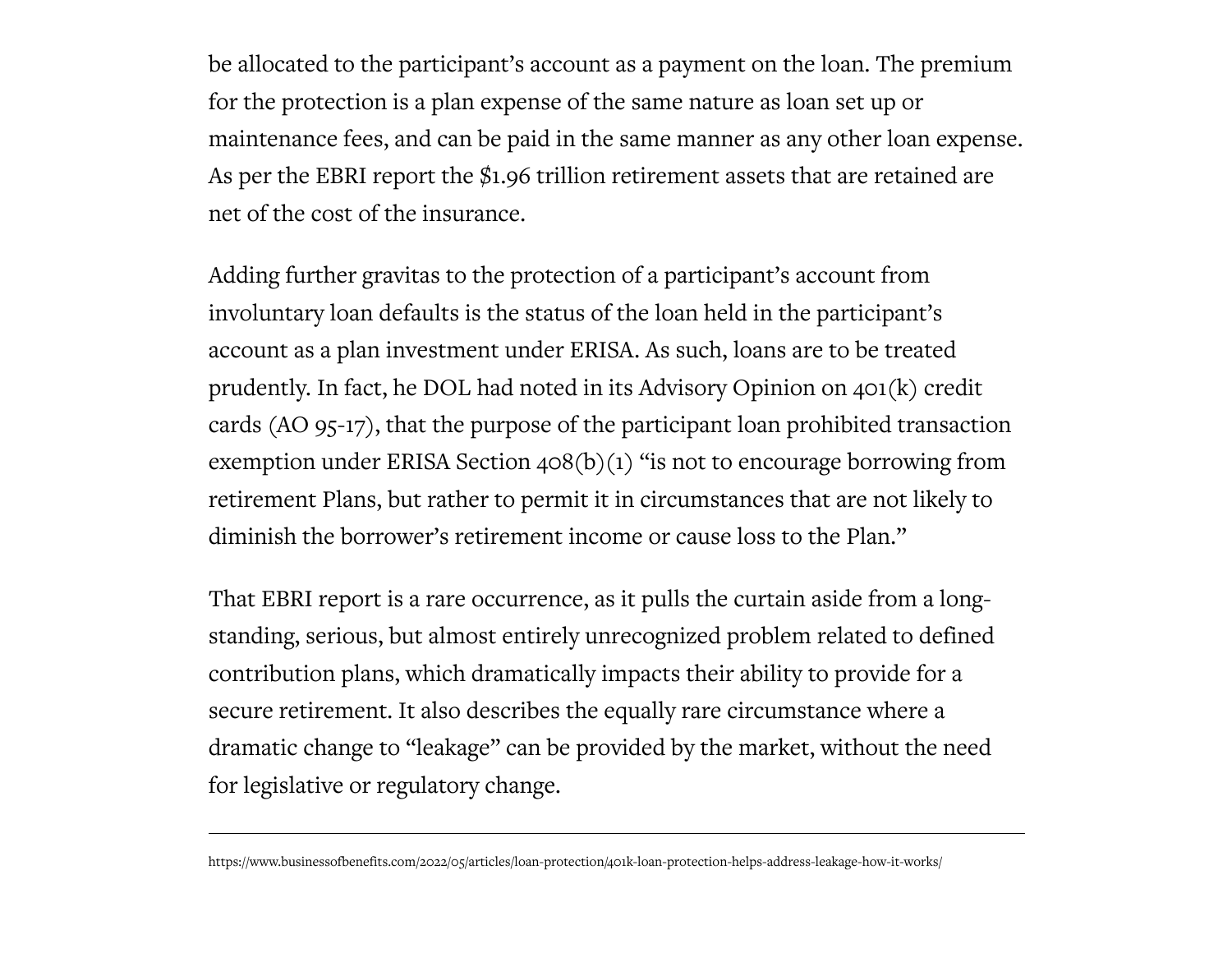be allocated to the participant's account as a payment on the loan. The premium for the protection is a plan expense of the same nature as loan set up or maintenance fees, and can be paid in the same manner as any other loan expense. As per the EBRI report the $1.96 trillion retirement assets that are retained are net of the cost of the insurance.

Adding further gravitas to the protection of a participant's account from involuntary loan defaults is the status of the loan held in the participant's account as a plan investment under ERISA. As such, loans are to be treated prudently. In fact, he DOL had noted in its Advisory Opinion on 401(k) credit cards (AO 95-17), that the purpose of the participant loan prohibited transaction exemption under ERISA Section 408(b)(1) "is not to encourage borrowing from retirement Plans, but rather to permit it in circumstances that are not likely to diminish the borrower's retirement income or cause loss to the Plan."

That EBRI report is a rare occurrence, as it pulls the curtain aside from a long-standing, serious, but almost entirely unrecognized problem related to defined contribution plans, which dramatically impacts their ability to provide for a secure retirement. It also describes the equally rare circumstance where a dramatic change to "leakage" can be provided by the market, without the need for legislative or regulatory change.

---

https://www.businessofbenefits.com/2022/05/articles/loan-protection/401k-loan-protection-helps-address-leakage-how-it-works/